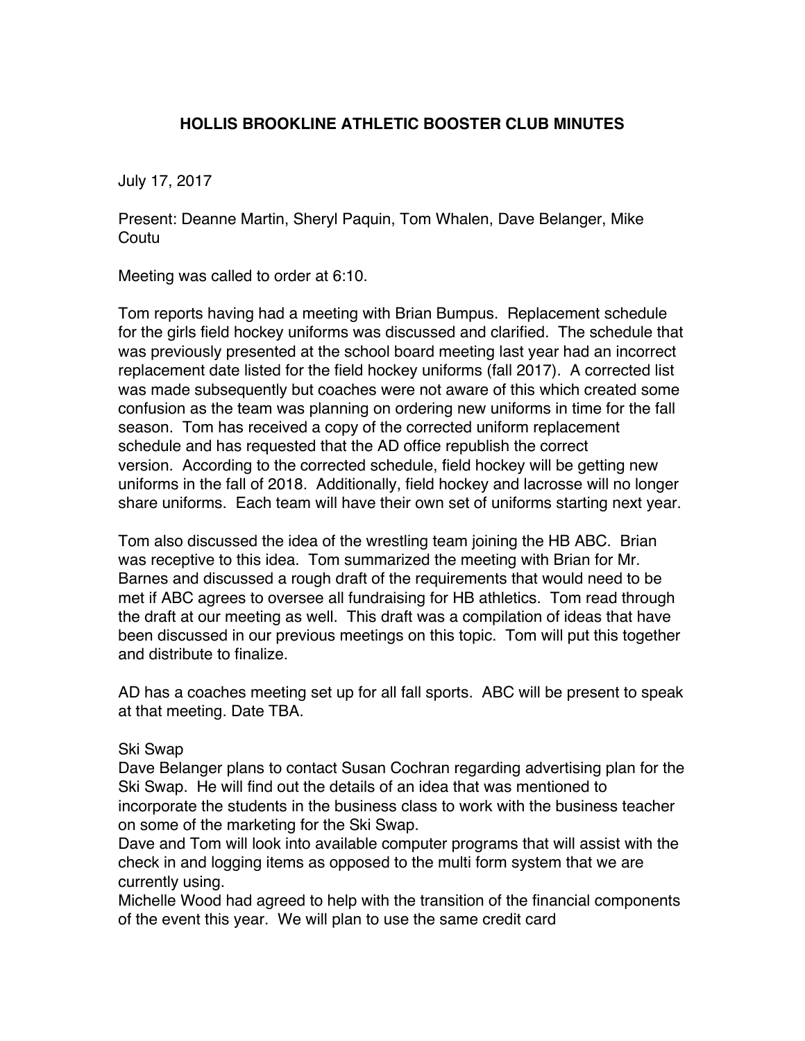# HOLLIS BROOKLINE ATHLETIC BOOSTER CLUB MINUTES

July 17, 2017

Present: Deanne Martin, Sheryl Paquin, Tom Whalen, Dave Belanger, Mike Coutu

Meeting was called to order at 6:10.

Tom reports having had a meeting with Brian Bumpus. Replacement schedule for the girls field hockey uniforms was discussed and clarified. The schedule that was previously presented at the school board meeting last year had an incorrect replacement date listed for the field hockey uniforms (fall 2017). A corrected list was made subsequently but coaches were not aware of this which created some confusion as the team was planning on ordering new uniforms in time for the fall season. Tom has received a copy of the corrected uniform replacement schedule and has requested that the AD office republish the correct version. According to the corrected schedule, field hockey will be getting new uniforms in the fall of 2018. Additionally, field hockey and lacrosse will no longer share uniforms. Each team will have their own set of uniforms starting next year.

Tom also discussed the idea of the wrestling team joining the HB ABC. Brian was receptive to this idea. Tom summarized the meeting with Brian for Mr. Barnes and discussed a rough draft of the requirements that would need to be met if ABC agrees to oversee all fundraising for HB athletics. Tom read through the draft at our meeting as well. This draft was a compilation of ideas that have been discussed in our previous meetings on this topic. Tom will put this together and distribute to finalize.

AD has a coaches meeting set up for all fall sports. ABC will be present to speak at that meeting. Date TBA.

Ski Swap

Dave Belanger plans to contact Susan Cochran regarding advertising plan for the Ski Swap. He will find out the details of an idea that was mentioned to incorporate the students in the business class to work with the business teacher on some of the marketing for the Ski Swap.

Dave and Tom will look into available computer programs that will assist with the check in and logging items as opposed to the multi form system that we are currently using.

Michelle Wood had agreed to help with the transition of the financial components of the event this year. We will plan to use the same credit card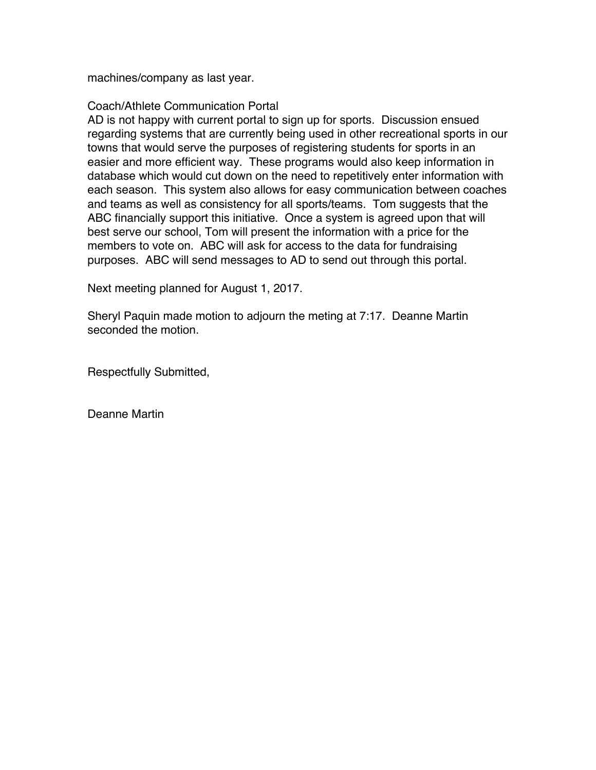machines/company as last year.

Coach/Athlete Communication Portal
AD is not happy with current portal to sign up for sports. Discussion ensued regarding systems that are currently being used in other recreational sports in our towns that would serve the purposes of registering students for sports in an easier and more efficient way. These programs would also keep information in database which would cut down on the need to repetitively enter information with each season. This system also allows for easy communication between coaches and teams as well as consistency for all sports/teams. Tom suggests that the ABC financially support this initiative. Once a system is agreed upon that will best serve our school, Tom will present the information with a price for the members to vote on. ABC will ask for access to the data for fundraising purposes. ABC will send messages to AD to send out through this portal.

Next meeting planned for August 1, 2017.

Sheryl Paquin made motion to adjourn the meting at 7:17. Deanne Martin seconded the motion.

Respectfully Submitted,

Deanne Martin